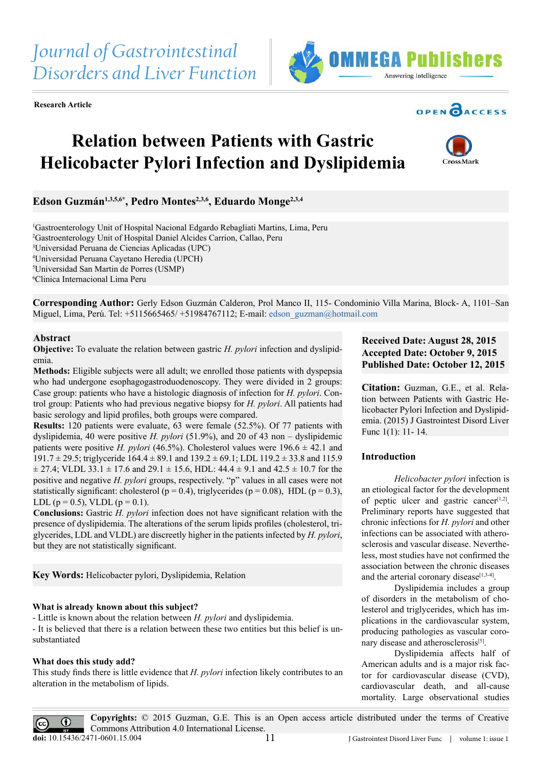Journal of Gastrointestinal Disorders and Liver Function

Research Article

# Relation between Patients with Gastric Helicobacter Pylori Infection and Dyslipidemia

**Edson Guzmán[1,3,5,6*], Pedro Montes[2,3,6], Eduardo Monge[2,3,4]**

[1]Gastroenterology Unit of Hospital Nacional Edgardo Rebagliati Martins, Lima, Peru
[2]Gastroenterology Unit of Hospital Daniel Alcides Carrion, Callao, Peru
[3]Universidad Peruana de Ciencias Aplicadas (UPC)
[4]Universidad Peruana Cayetano Heredia (UPCH)
[5]Universidad San Martin de Porres (USMP)
[6]Clinica Internacional Lima Peru

**Corresponding Author:** Gerly Edson Guzmán Calderon, Prol Manco II, 115- Condominio Villa Marina, Block- A, 1101–San Miguel, Lima, Perú. Tel: +5115665465/ +51984767112; E-mail: edson_guzman@hotmail.com

## Abstract

**Objective:** To evaluate the relation between gastric *H. pylori* infection and dyslipidemia.

**Methods:** Eligible subjects were all adult; we enrolled those patients with dyspepsia who had undergone esophagogastroduodenoscopy. They were divided in 2 groups: Case group: patients who have a histologic diagnosis of infection for *H. pylori*. Control group: Patients who had previous negative biopsy for *H. pylori*. All patients had basic serology and lipid profiles, both groups were compared.

**Results:** 120 patients were evaluate, 63 were female (52.5%). Of 77 patients with dyslipidemia, 40 were positive *H. pylori* (51.9%), and 20 of 43 non – dyslipidemic patients were positive *H. pylori* (46.5%). Cholesterol values were 196.6 ± 42.1 and 191.7 ± 29.5; triglyceride 164.4 ± 89.1 and 139.2 ± 69.1; LDL 119.2 ± 33.8 and 115.9 ± 27.4; VLDL 33.1 ± 17.6 and 29.1 ± 15.6, HDL: 44.4 ± 9.1 and 42.5 ± 10.7 for the positive and negative *H. pylori* groups, respectively. “p” values in all cases were not statistically significant: cholesterol ($p = 0.4$), triglycerides ($p = 0.08$), HDL ($p = 0.3$), LDL ($p = 0.5$), VLDL ($p = 0.1$).

**Conclusions:** Gastric *H. pylori* infection does not have significant relation with the presence of dyslipidemia. The alterations of the serum lipids profiles (cholesterol, triglycerides, LDL and VLDL) are discreetly higher in the patients infected by *H. pylori*, but they are not statistically significant.

**Key Words:** Helicobacter pylori, Dyslipidemia, Relation

**What is already known about this subject?**

- Little is known about the relation between *H. pylori* and dyslipidemia.
- It is believed that there is a relation between these two entities but this belief is unsubstantiated

**What does this study add?**

This study finds there is little evidence that *H. pylori* infection likely contributes to an alteration in the metabolism of lipids.

**Received Date: August 28, 2015**
**Accepted Date: October 9, 2015**
**Published Date: October 12, 2015**

**Citation:** Guzman, G.E., et al. Relation between Patients with Gastric Helicobacter Pylori Infection and Dyslipidemia. (2015) J Gastrointest Disord Liver Func 1(1): 11- 14.

## Introduction

*Helicobacter pylori* infection is an etiological factor for the development of peptic ulcer and gastric cancer[1,2]. Preliminary reports have suggested that chronic infections for *H. pylori* and other infections can be associated with atherosclerosis and vascular disease. Nevertheless, most studies have not confirmed the association between the chronic diseases and the arterial coronary disease[1,3-4].

Dyslipidemia includes a group of disorders in the metabolism of cholesterol and triglycerides, which has implications in the cardiovascular system, producing pathologies as vascular coronary disease and atherosclerosis[5].

Dyslipidemia affects half of American adults and is a major risk factor for cardiovascular disease (CVD), cardiovascular death, and all-cause mortality. Large observational studies

**Copyrights:** © 2015 Guzman, G.E. This is an Open access article distributed under the terms of Creative Commons Attribution 4.0 International License.

**doi:** 10.15436/2471-0601.15.004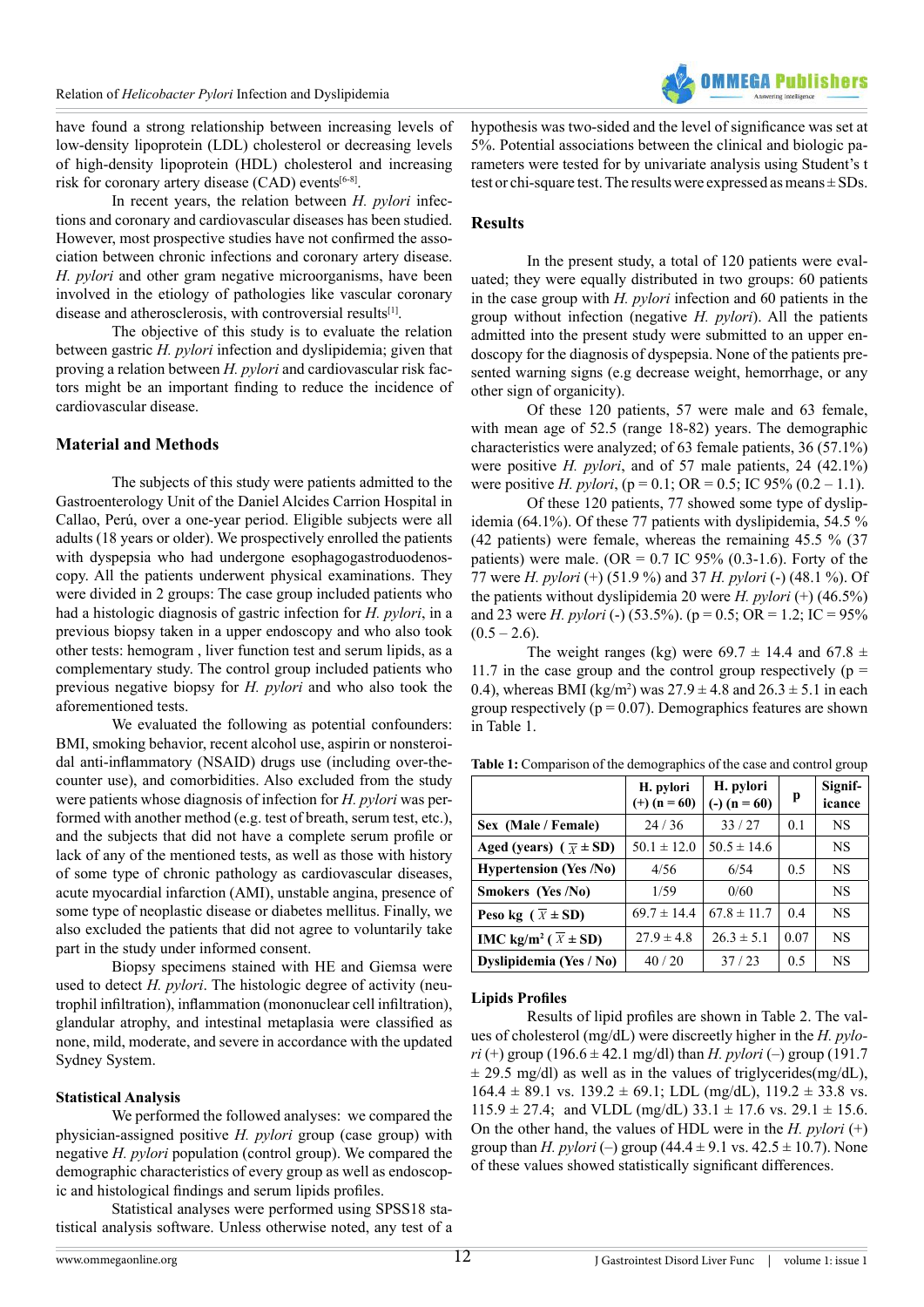have found a strong relationship between increasing levels of low-density lipoprotein (LDL) cholesterol or decreasing levels of high-density lipoprotein (HDL) cholesterol and increasing risk for coronary artery disease (CAD) events[6-8].

In recent years, the relation between *H. pylori* infections and coronary and cardiovascular diseases has been studied. However, most prospective studies have not confirmed the association between chronic infections and coronary artery disease. *H. pylori* and other gram negative microorganisms, have been involved in the etiology of pathologies like vascular coronary disease and atherosclerosis, with controversial results[1].

The objective of this study is to evaluate the relation between gastric *H. pylori* infection and dyslipidemia; given that proving a relation between *H. pylori* and cardiovascular risk factors might be an important finding to reduce the incidence of cardiovascular disease.

## Material and Methods

The subjects of this study were patients admitted to the Gastroenterology Unit of the Daniel Alcides Carrion Hospital in Callao, Perú, over a one-year period. Eligible subjects were all adults (18 years or older). We prospectively enrolled the patients with dyspepsia who had undergone esophagogastroduodenoscopy. All the patients underwent physical examinations. They were divided in 2 groups: The case group included patients who had a histologic diagnosis of gastric infection for *H. pylori*, in a previous biopsy taken in a upper endoscopy and who also took other tests: hemogram , liver function test and serum lipids, as a complementary study. The control group included patients who previous negative biopsy for *H. pylori* and who also took the aforementioned tests.

We evaluated the following as potential confounders: BMI, smoking behavior, recent alcohol use, aspirin or nonsteroidal anti-inflammatory (NSAID) drugs use (including over-the-counter use), and comorbidities. Also excluded from the study were patients whose diagnosis of infection for *H. pylori* was performed with another method (e.g. test of breath, serum test, etc.), and the subjects that did not have a complete serum profile or lack of any of the mentioned tests, as well as those with history of some type of chronic pathology as cardiovascular diseases, acute myocardial infarction (AMI), unstable angina, presence of some type of neoplastic disease or diabetes mellitus. Finally, we also excluded the patients that did not agree to voluntarily take part in the study under informed consent.

Biopsy specimens stained with HE and Giemsa were used to detect *H. pylori*. The histologic degree of activity (neutrophil infiltration), inflammation (mononuclear cell infiltration), glandular atrophy, and intestinal metaplasia were classified as none, mild, moderate, and severe in accordance with the updated Sydney System.

### Statistical Analysis

We performed the followed analyses: we compared the physician-assigned positive *H. pylori* group (case group) with negative *H. pylori* population (control group). We compared the demographic characteristics of every group as well as endoscopic and histological findings and serum lipids profiles.

Statistical analyses were performed using SPSS18 statistical analysis software. Unless otherwise noted, any test of a hypothesis was two-sided and the level of significance was set at 5%. Potential associations between the clinical and biologic parameters were tested for by univariate analysis using Student's t test or chi-square test. The results were expressed as means ± SDs.

## Results

In the present study, a total of 120 patients were evaluated; they were equally distributed in two groups: 60 patients in the case group with *H. pylori* infection and 60 patients in the group without infection (negative *H. pylori*). All the patients admitted into the present study were submitted to an upper endoscopy for the diagnosis of dyspepsia. None of the patients presented warning signs (e.g decrease weight, hemorrhage, or any other sign of organicity).

Of these 120 patients, 57 were male and 63 female, with mean age of 52.5 (range 18-82) years. The demographic characteristics were analyzed; of 63 female patients, 36 (57.1%) were positive *H. pylori*, and of 57 male patients, 24 (42.1%) were positive *H. pylori*, (p = 0.1; OR = 0.5; IC 95% (0.2 – 1.1).

Of these 120 patients, 77 showed some type of dyslipidemia (64.1%). Of these 77 patients with dyslipidemia, 54.5 % (42 patients) were female, whereas the remaining 45.5 % (37 patients) were male. (OR = 0.7 IC 95% (0.3-1.6). Forty of the 77 were *H. pylori* (+) (51.9 %) and 37 *H. pylori* (-) (48.1 %). Of the patients without dyslipidemia 20 were *H. pylori* (+) (46.5%) and 23 were *H. pylori* (-) (53.5%). (p = 0.5; OR = 1.2; IC = 95% (0.5 – 2.6).

The weight ranges (kg) were 69.7 ± 14.4 and 67.8 ± 11.7 in the case group and the control group respectively (p = 0.4), whereas BMI (kg/m$^2$) was 27.9 ± 4.8 and 26.3 ± 5.1 in each group respectively (p = 0.07). Demographics features are shown in Table 1.

**Table 1:** Comparison of the demographics of the case and control group

| | H. pylori (+) (n = 60) | H. pylori (-) (n = 60) | p | Significance |
|---|---|---|---|---|
| **Sex (Male / Female)** | 24 / 36 | 33 / 27 | 0.1 | NS |
| **Aged (years) ( $\bar{x}$ ± SD)** | 50.1 ± 12.0 | 50.5 ± 14.6 | | NS |
| **Hypertension (Yes /No)** | 4/56 | 6/54 | 0.5 | NS |
| **Smokers (Yes /No)** | 1/59 | 0/60 | | NS |
| **Peso kg ( $\bar{x}$ ± SD)** | 69.7 ± 14.4 | 67.8 ± 11.7 | 0.4 | NS |
| **IMC kg/m$^2$ ( $\bar{x}$ ± SD)** | 27.9 ± 4.8 | 26.3 ± 5.1 | 0.07 | NS |
| **Dyslipidemia (Yes / No)** | 40 / 20 | 37 / 23 | 0.5 | NS |

### Lipids Profiles

Results of lipid profiles are shown in Table 2. The values of cholesterol (mg/dL) were discreetly higher in the *H. pylori* (+) group (196.6 ± 42.1 mg/dl) than *H. pylori* (–) group (191.7 ± 29.5 mg/dl) as well as in the values of triglycerides(mg/dL), 164.4 ± 89.1 vs. 139.2 ± 69.1; LDL (mg/dL), 119.2 ± 33.8 vs. 115.9 ± 27.4; and VLDL (mg/dL) 33.1 ± 17.6 vs. 29.1 ± 15.6. On the other hand, the values of HDL were in the *H. pylori* (+) group than *H. pylori* (–) group (44.4 ± 9.1 vs. 42.5 ± 10.7). None of these values showed statistically significant differences.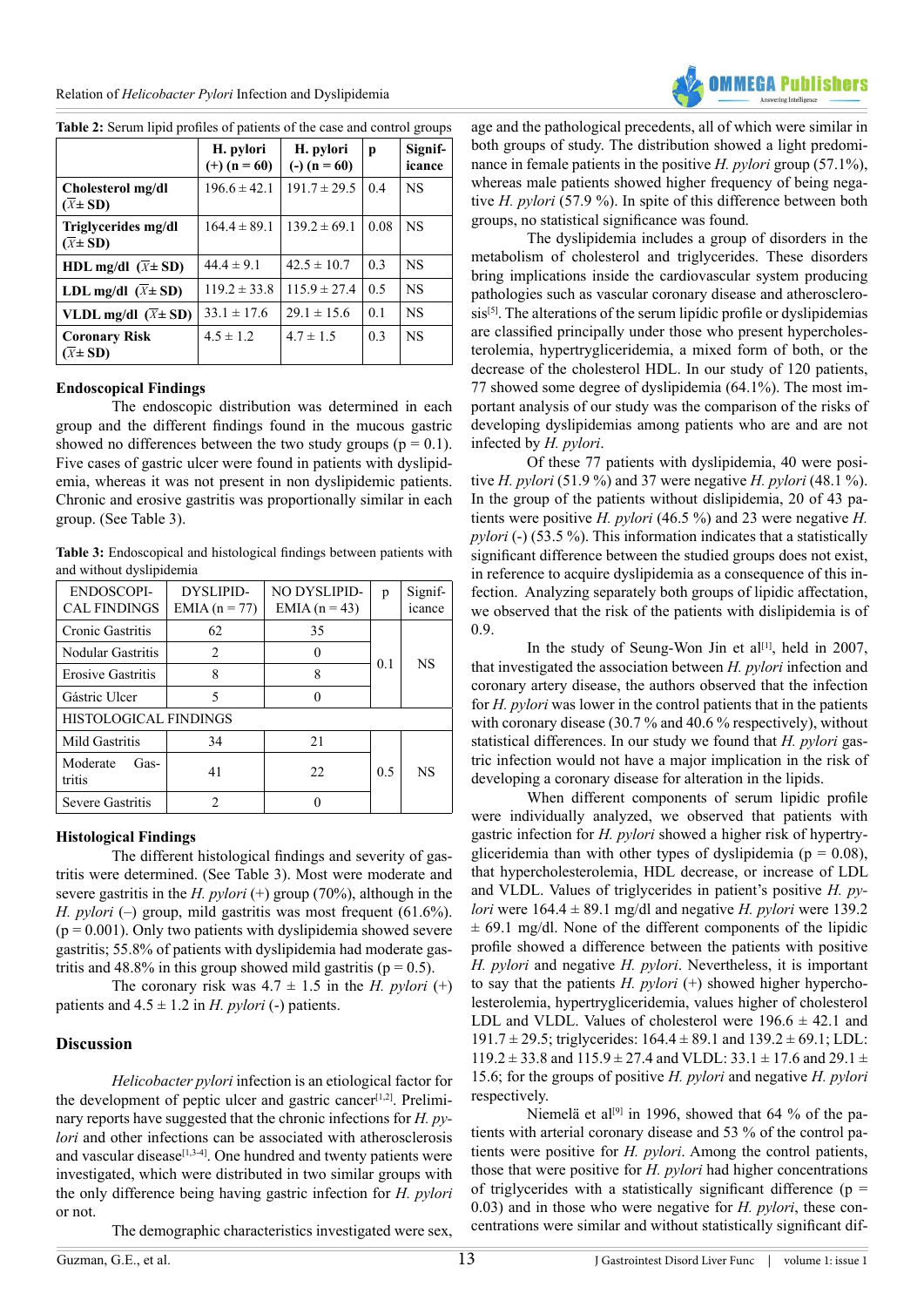**Table 2:** Serum lipid profiles of patients of the case and control groups

| | H. pylori (+) (n = 60) | H. pylori (-) (n = 60) | p | Significance |
|---|---|---|---|---|
| **Cholesterol mg/dl ($\bar{X}$± SD)** | 196.6 ± 42.1 | 191.7 ± 29.5 | 0.4 | NS |
| **Triglycerides mg/dl ($\bar{X}$± SD)** | 164.4 ± 89.1 | 139.2 ± 69.1 | 0.08 | NS |
| **HDL mg/dl ($\bar{X}$± SD)** | 44.4 ± 9.1 | 42.5 ± 10.7 | 0.3 | NS |
| **LDL mg/dl ($\bar{X}$± SD)** | 119.2 ± 33.8 | 115.9 ± 27.4 | 0.5 | NS |
| **VLDL mg/dl ($\bar{X}$± SD)** | 33.1 ± 17.6 | 29.1 ± 15.6 | 0.1 | NS |
| **Coronary Risk ($\bar{X}$± SD)** | 4.5 ± 1.2 | 4.7 ± 1.5 | 0.3 | NS |

### Endoscopical Findings

The endoscopic distribution was determined in each group and the different findings found in the mucous gastric showed no differences between the two study groups (p = 0.1). Five cases of gastric ulcer were found in patients with dyslipidemia, whereas it was not present in non dyslipidemic patients. Chronic and erosive gastritis was proportionally similar in each group. (See Table 3).

**Table 3:** Endoscopical and histological findings between patients with and without dyslipidemia

| ENDOSCOPICAL FINDINGS | DYSLIPIDEMIA (n = 77) | NO DYSLIPIDEMIA (n = 43) | p | Significance |
|---|---|---|---|---|
| Cronic Gastritis | 62 | 35 | 0.1 | NS |
| Nodular Gastritis | 2 | 0 | | |
| Erosive Gastritis | 8 | 8 | | |
| Gástric Ulcer | 5 | 0 | | |
| HISTOLOGICAL FINDINGS | | | | |
| Mild Gastritis | 34 | 21 | 0.5 | NS |
| Moderate Gastritis | 41 | 22 | | |
| Severe Gastritis | 2 | 0 | | |

### Histological Findings

The different histological findings and severity of gastritis were determined. (See Table 3). Most were moderate and severe gastritis in the *H. pylori* (+) group (70%), although in the *H. pylori* (–) group, mild gastritis was most frequent (61.6%). (p = 0.001). Only two patients with dyslipidemia showed severe gastritis; 55.8% of patients with dyslipidemia had moderate gastritis and 48.8% in this group showed mild gastritis (p = 0.5).

The coronary risk was 4.7 ± 1.5 in the *H. pylori* (+) patients and 4.5 ± 1.2 in *H. pylori* (-) patients.

## Discussion

*Helicobacter pylori* infection is an etiological factor for the development of peptic ulcer and gastric cancer[1,2]. Preliminary reports have suggested that the chronic infections for *H. pylori* and other infections can be associated with atherosclerosis and vascular disease[1,3-4]. One hundred and twenty patients were investigated, which were distributed in two similar groups with the only difference being having gastric infection for *H. pylori* or not.

The demographic characteristics investigated were sex, age and the pathological precedents, all of which were similar in both groups of study. The distribution showed a light predominance in female patients in the positive *H. pylori* group (57.1%), whereas male patients showed higher frequency of being negative *H. pylori* (57.9 %). In spite of this difference between both groups, no statistical significance was found.

The dyslipidemia includes a group of disorders in the metabolism of cholesterol and triglycerides. These disorders bring implications inside the cardiovascular system producing pathologies such as vascular coronary disease and atherosclerosis[5]. The alterations of the serum lipídic profile or dyslipidemias are classified principally under those who present hypercholesterolemia, hypertrygliceridemia, a mixed form of both, or the decrease of the cholesterol HDL. In our study of 120 patients, 77 showed some degree of dyslipidemia (64.1%). The most important analysis of our study was the comparison of the risks of developing dyslipidemias among patients who are and are not infected by *H. pylori*.

Of these 77 patients with dyslipidemia, 40 were positive *H. pylori* (51.9 %) and 37 were negative *H. pylori* (48.1 %). In the group of the patients without dislipidemia, 20 of 43 patients were positive *H. pylori* (46.5 %) and 23 were negative *H. pylori* (-) (53.5 %). This information indicates that a statistically significant difference between the studied groups does not exist, in reference to acquire dyslipidemia as a consequence of this infection. Analyzing separately both groups of lipidic affectation, we observed that the risk of the patients with dislipidemia is of 0.9.

In the study of Seung-Won Jin et al[1], held in 2007, that investigated the association between *H. pylori* infection and coronary artery disease, the authors observed that the infection for *H. pylori* was lower in the control patients that in the patients with coronary disease (30.7 % and 40.6 % respectively), without statistical differences. In our study we found that *H. pylori* gastric infection would not have a major implication in the risk of developing a coronary disease for alteration in the lipids.

When different components of serum lipidic profile were individually analyzed, we observed that patients with gastric infection for *H. pylori* showed a higher risk of hypertrygliceridemia than with other types of dyslipidemia (p = 0.08), that hypercholesterolemia, HDL decrease, or increase of LDL and VLDL. Values of triglycerides in patient's positive *H. pylori* were 164.4 ± 89.1 mg/dl and negative *H. pylori* were 139.2 ± 69.1 mg/dl. None of the different components of the lipidic profile showed a difference between the patients with positive *H. pylori* and negative *H. pylori*. Nevertheless, it is important to say that the patients *H. pylori* (+) showed higher hypercholesterolemia, hypertrygliceridemia, values higher of cholesterol LDL and VLDL. Values of cholesterol were 196.6 ± 42.1 and 191.7 ± 29.5; triglycerides: 164.4 ± 89.1 and 139.2 ± 69.1; LDL: 119.2 ± 33.8 and 115.9 ± 27.4 and VLDL: 33.1 ± 17.6 and 29.1 ± 15.6; for the groups of positive *H. pylori* and negative *H. pylori* respectively.

Niemelä et al[9] in 1996, showed that 64 % of the patients with arterial coronary disease and 53 % of the control patients were positive for *H. pylori*. Among the control patients, those that were positive for *H. pylori* had higher concentrations of triglycerides with a statistically significant difference (p = 0.03) and in those who were negative for *H. pylori*, these concentrations were similar and without statistically significant dif-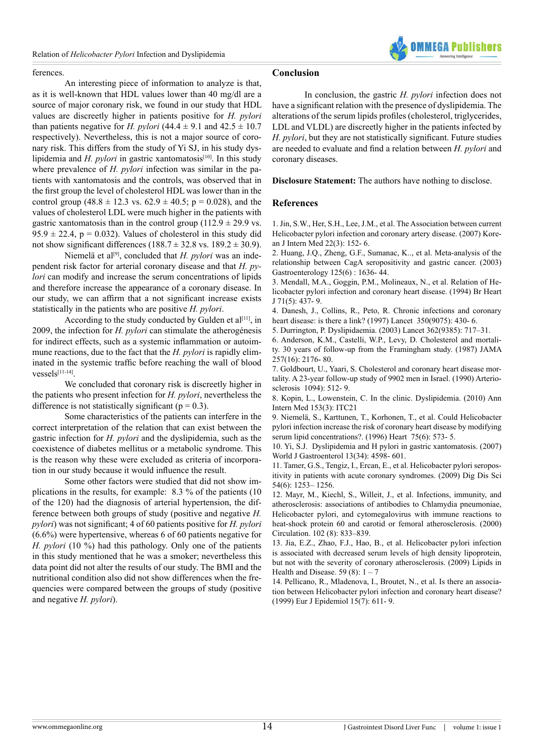ferences.

An interesting piece of information to analyze is that, as it is well-known that HDL values lower than 40 mg/dl are a source of major coronary risk, we found in our study that HDL values are discreetly higher in patients positive for *H. pylori* than patients negative for *H. pylori* ($44.4 \pm 9.1$ and $42.5 \pm 10.7$ respectively). Nevertheless, this is not a major source of coronary risk. This differs from the study of Yi SJ, in his study dyslipidemia and *H. pylori* in gastric xantomatosis[10]. In this study where prevalence of *H. pylori* infection was similar in the patients with xantomatosis and the controls, was observed that in the first group the level of cholesterol HDL was lower than in the control group ($48.8 \pm 12.3$ vs. $62.9 \pm 40.5$; $p = 0.028$), and the values of cholesterol LDL were much higher in the patients with gastric xantomatosis than in the control group ($112.9 \pm 29.9$ vs. $95.9 \pm 22.4$, $p = 0.032$). Values of cholesterol in this study did not show significant differences ($188.7 \pm 32.8$ vs. $189.2 \pm 30.9$).

Niemelä et al[9], concluded that *H. pylori* was an independent risk factor for arterial coronary disease and that *H. pylori* can modify and increase the serum concentrations of lipids and therefore increase the appearance of a coronary disease. In our study, we can affirm that a not significant increase exists statistically in the patients who are positive *H. pylori*.

According to the study conducted by Gulden et al[11], in 2009, the infection for *H. pylori* can stimulate the atherogénesis for indirect effects, such as a systemic inflammation or autoimmune reactions, due to the fact that the *H. pylori* is rapidly eliminated in the systemic traffic before reaching the wall of blood vessels[11-14].

We concluded that coronary risk is discreetly higher in the patients who present infection for *H. pylori*, nevertheless the difference is not statistically significant ($p = 0.3$).

Some characteristics of the patients can interfere in the correct interpretation of the relation that can exist between the gastric infection for *H. pylori* and the dyslipidemia, such as the coexistence of diabetes mellitus or a metabolic syndrome. This is the reason why these were excluded as criteria of incorporation in our study because it would influence the result.

Some other factors were studied that did not show implications in the results, for example: 8.3 % of the patients (10 of the 120) had the diagnosis of arterial hypertension, the difference between both groups of study (positive and negative *H. pylori*) was not significant; 4 of 60 patients positive for *H. pylori* (6.6%) were hypertensive, whereas 6 of 60 patients negative for *H. pylori* (10 %) had this pathology. Only one of the patients in this study mentioned that he was a smoker; nevertheless this data point did not alter the results of our study. The BMI and the nutritional condition also did not show differences when the frequencies were compared between the groups of study (positive and negative *H. pylori*).

## Conclusion

In conclusion, the gastric *H. pylori* infection does not have a significant relation with the presence of dyslipidemia. The alterations of the serum lipids profiles (cholesterol, triglycerides, LDL and VLDL) are discreetly higher in the patients infected by *H. pylori*, but they are not statistically significant. Future studies are needed to evaluate and find a relation between *H. pylori* and coronary diseases.

**Disclosure Statement:** The authors have nothing to disclose.

## References

1. Jin, S.W., Her, S.H., Lee, J.M., et al. The Association between current Helicobacter pylori infection and coronary artery disease. (2007) Korean J Intern Med 22(3): 152- 6.
2. Huang, J.Q., Zheng, G.F., Sumanac, K.., et al. Meta-analysis of the relationship between CagA seropositivity and gastric cancer. (2003) Gastroenterology 125(6) : 1636- 44.
3. Mendall, M.A., Goggin, P.M., Molineaux, N., et al. Relation of Helicobacter pylori infection and coronary heart disease. (1994) Br Heart J 71(5): 437- 9.
4. Danesh, J., Collins, R., Peto, R. Chronic infections and coronary heart disease: is there a link? (1997) Lancet 350(9075): 430- 6.
5. Durrington, P. Dyslipidaemia. (2003) Lancet 362(9385): 717–31.
6. Anderson, K.M., Castelli, W.P., Levy, D. Cholesterol and mortality. 30 years of follow-up from the Framingham study. (1987) JAMA 257(16): 2176- 80.
7. Goldbourt, U., Yaari, S. Cholesterol and coronary heart disease mortality. A 23-year follow-up study of 9902 men in Israel. (1990) Arteriosclerosis 1094): 512- 9.
8. Kopin, L., Lowenstein, C. In the clinic. Dyslipidemia. (2010) Ann Intern Med 153(3): ITC21
9. Niemelä, S., Karttunen, T., Korhonen, T., et al. Could Helicobacter pylori infection increase the risk of coronary heart disease by modifying serum lipid concentrations?. (1996) Heart 75(6): 573- 5.
10. Yi, S.J. Dyslipidemia and H pylori in gastric xantomatosis. (2007) World J Gastroenterol 13(34): 4598- 601.
11. Tamer, G.S., Tengiz, I., Ercan, E., et al. Helicobacter pylori seropositivity in patients with acute coronary syndromes. (2009) Dig Dis Sci 54(6): 1253– 1256.
12. Mayr, M., Kiechl, S., Willeit, J., et al. Infections, immunity, and atherosclerosis: associations of antibodies to Chlamydia pneumoniae, Helicobacter pylori, and cytomegalovirus with immune reactions to heat-shock protein 60 and carotid or femoral atherosclerosis. (2000) Circulation. 102 (8): 833–839.
13. Jia, E.Z., Zhao, F.J., Hao, B., et al. Helicobacter pylori infection is associated with decreased serum levels of high density lipoprotein, but not with the severity of coronary atherosclerosis. (2009) Lipids in Health and Disease. 59 (8): 1 – 7
14. Pellicano, R., Mladenova, I., Broutet, N., et al. Is there an association between Helicobacter pylori infection and coronary heart disease? (1999) Eur J Epidemiol 15(7): 611- 9.